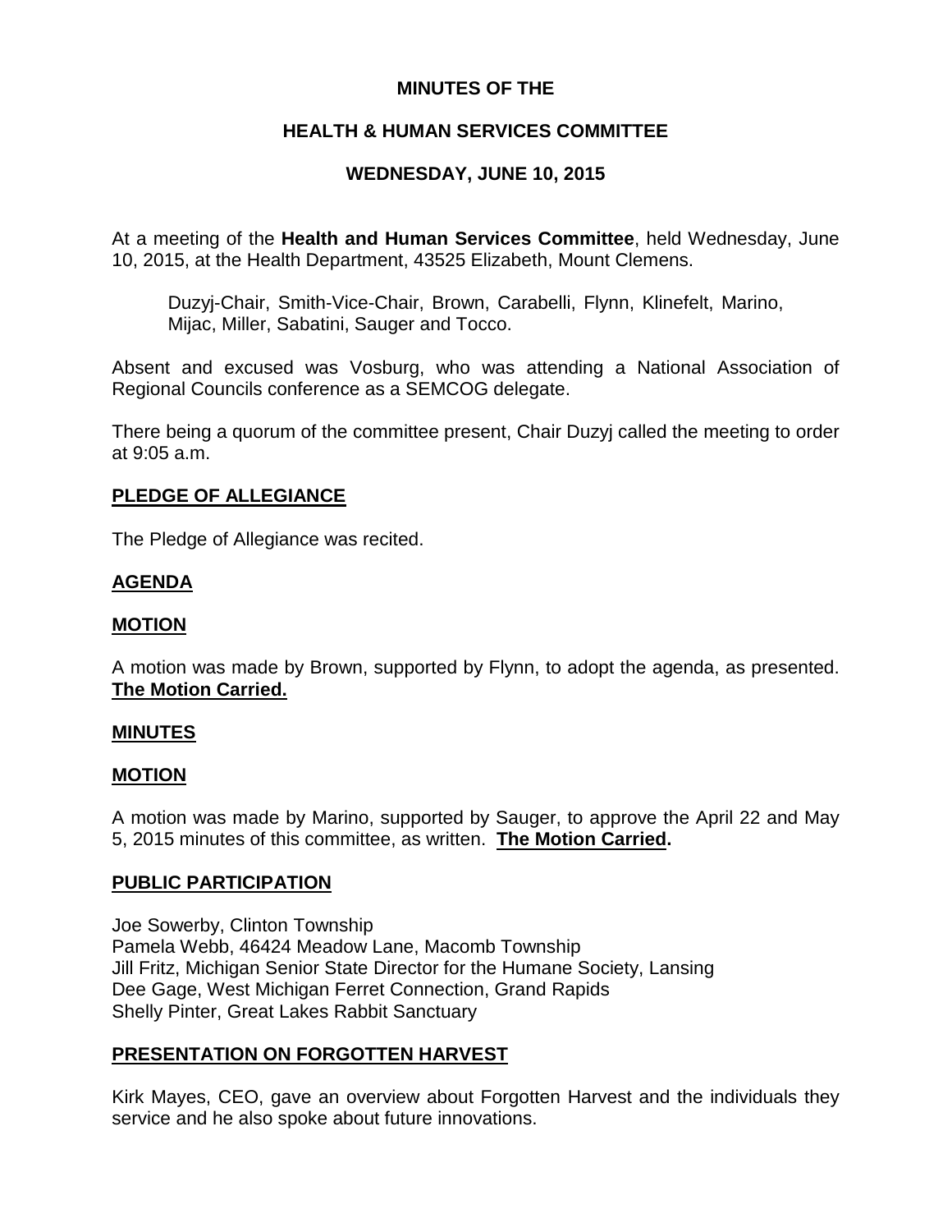**MINUTES OF THE**

**HEALTH & HUMAN SERVICES COMMITTEE**

**WEDNESDAY, JUNE 10, 2015**

At a meeting of the **Health and Human Services Committee**, held Wednesday, June 10, 2015, at the Health Department, 43525 Elizabeth, Mount Clemens.

> Duzyj-Chair, Smith-Vice-Chair, Brown, Carabelli, Flynn, Klinefelt, Marino, Mijac, Miller, Sabatini, Sauger and Tocco.

Absent and excused was Vosburg, who was attending a National Association of Regional Councils conference as a SEMCOG delegate.

There being a quorum of the committee present, Chair Duzyj called the meeting to order at 9:05 a.m.

**PLEDGE OF ALLEGIANCE**

The Pledge of Allegiance was recited.

**AGENDA**

**MOTION**

A motion was made by Brown, supported by Flynn, to adopt the agenda, as presented. **The Motion Carried.**

**MINUTES**

**MOTION**

A motion was made by Marino, supported by Sauger, to approve the April 22 and May 5, 2015 minutes of this committee, as written. **The Motion Carried.**

**PUBLIC PARTICIPATION**

Joe Sowerby, Clinton Township
Pamela Webb, 46424 Meadow Lane, Macomb Township
Jill Fritz, Michigan Senior State Director for the Humane Society, Lansing
Dee Gage, West Michigan Ferret Connection, Grand Rapids
Shelly Pinter, Great Lakes Rabbit Sanctuary

**PRESENTATION ON FORGOTTEN HARVEST**

Kirk Mayes, CEO, gave an overview about Forgotten Harvest and the individuals they service and he also spoke about future innovations.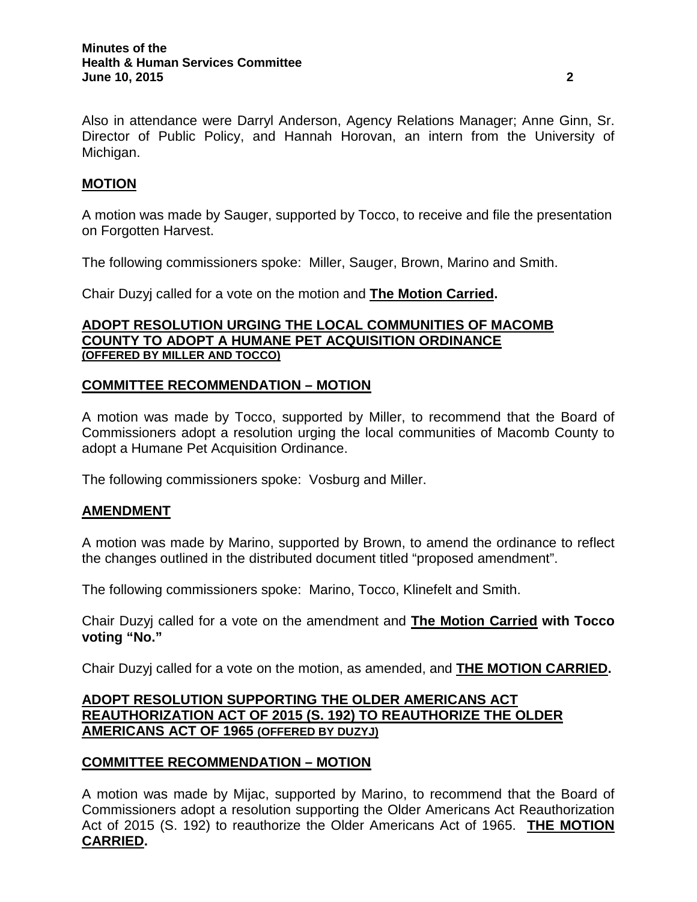Also in attendance were Darryl Anderson, Agency Relations Manager; Anne Ginn, Sr. Director of Public Policy, and Hannah Horovan, an intern from the University of Michigan.

**MOTION**

A motion was made by Sauger, supported by Tocco, to receive and file the presentation on Forgotten Harvest.

The following commissioners spoke: Miller, Sauger, Brown, Marino and Smith.

Chair Duzyj called for a vote on the motion and **The Motion Carried.**

**ADOPT RESOLUTION URGING THE LOCAL COMMUNITIES OF MACOMB COUNTY TO ADOPT A HUMANE PET ACQUISITION ORDINANCE**
**(OFFERED BY MILLER AND TOCCO)**

**COMMITTEE RECOMMENDATION – MOTION**

A motion was made by Tocco, supported by Miller, to recommend that the Board of Commissioners adopt a resolution urging the local communities of Macomb County to adopt a Humane Pet Acquisition Ordinance.

The following commissioners spoke: Vosburg and Miller.

**AMENDMENT**

A motion was made by Marino, supported by Brown, to amend the ordinance to reflect the changes outlined in the distributed document titled "proposed amendment".

The following commissioners spoke: Marino, Tocco, Klinefelt and Smith.

Chair Duzyj called for a vote on the amendment and **The Motion Carried with Tocco voting "No."**

Chair Duzyj called for a vote on the motion, as amended, and **THE MOTION CARRIED.**

**ADOPT RESOLUTION SUPPORTING THE OLDER AMERICANS ACT REAUTHORIZATION ACT OF 2015 (S. 192) TO REAUTHORIZE THE OLDER AMERICANS ACT OF 1965 (OFFERED BY DUZYJ)**

**COMMITTEE RECOMMENDATION – MOTION**

A motion was made by Mijac, supported by Marino, to recommend that the Board of Commissioners adopt a resolution supporting the Older Americans Act Reauthorization Act of 2015 (S. 192) to reauthorize the Older Americans Act of 1965. **THE MOTION CARRIED.**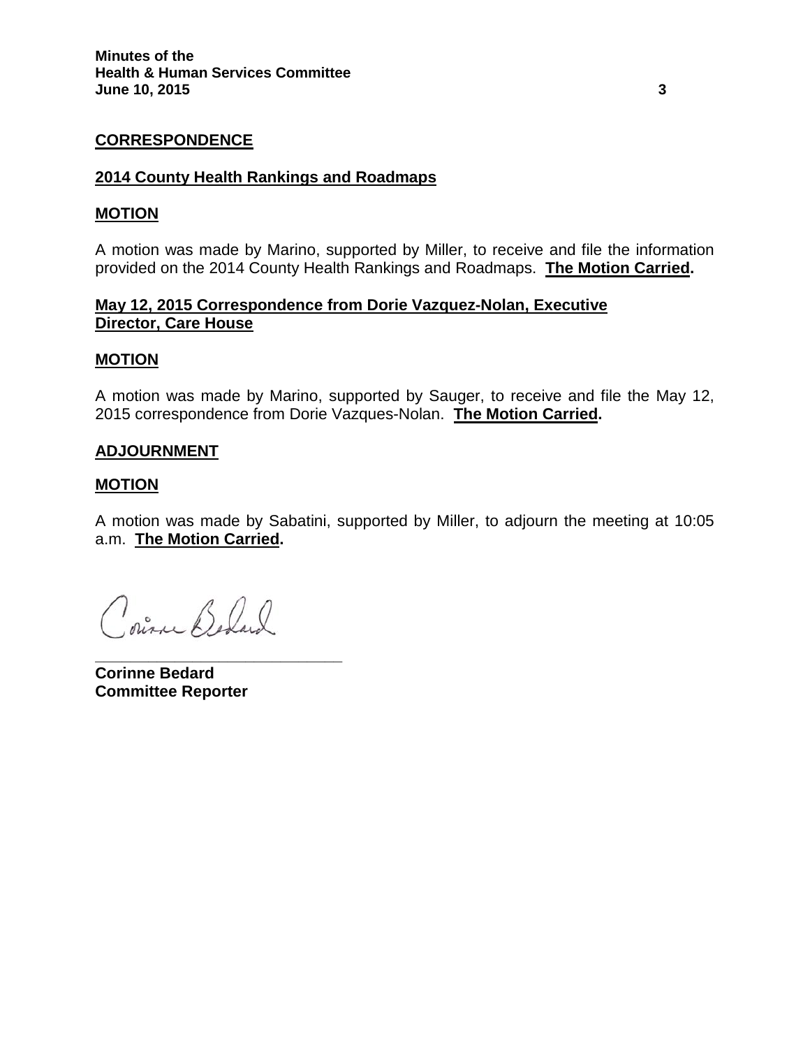## CORRESPONDENCE

### 2014 County Health Rankings and Roadmaps

#### MOTION

A motion was made by Marino, supported by Miller, to receive and file the information provided on the 2014 County Health Rankings and Roadmaps. **The Motion Carried.**

### May 12, 2015 Correspondence from Dorie Vazquez-Nolan, Executive Director, Care House

#### MOTION

A motion was made by Marino, supported by Sauger, to receive and file the May 12, 2015 correspondence from Dorie Vazques-Nolan. **The Motion Carried.**

## ADJOURNMENT

#### MOTION

A motion was made by Sabatini, supported by Miller, to adjourn the meeting at 10:05 a.m. **The Motion Carried.**

Corinne Bedard

______________________________

**Corinne Bedard**
**Committee Reporter**